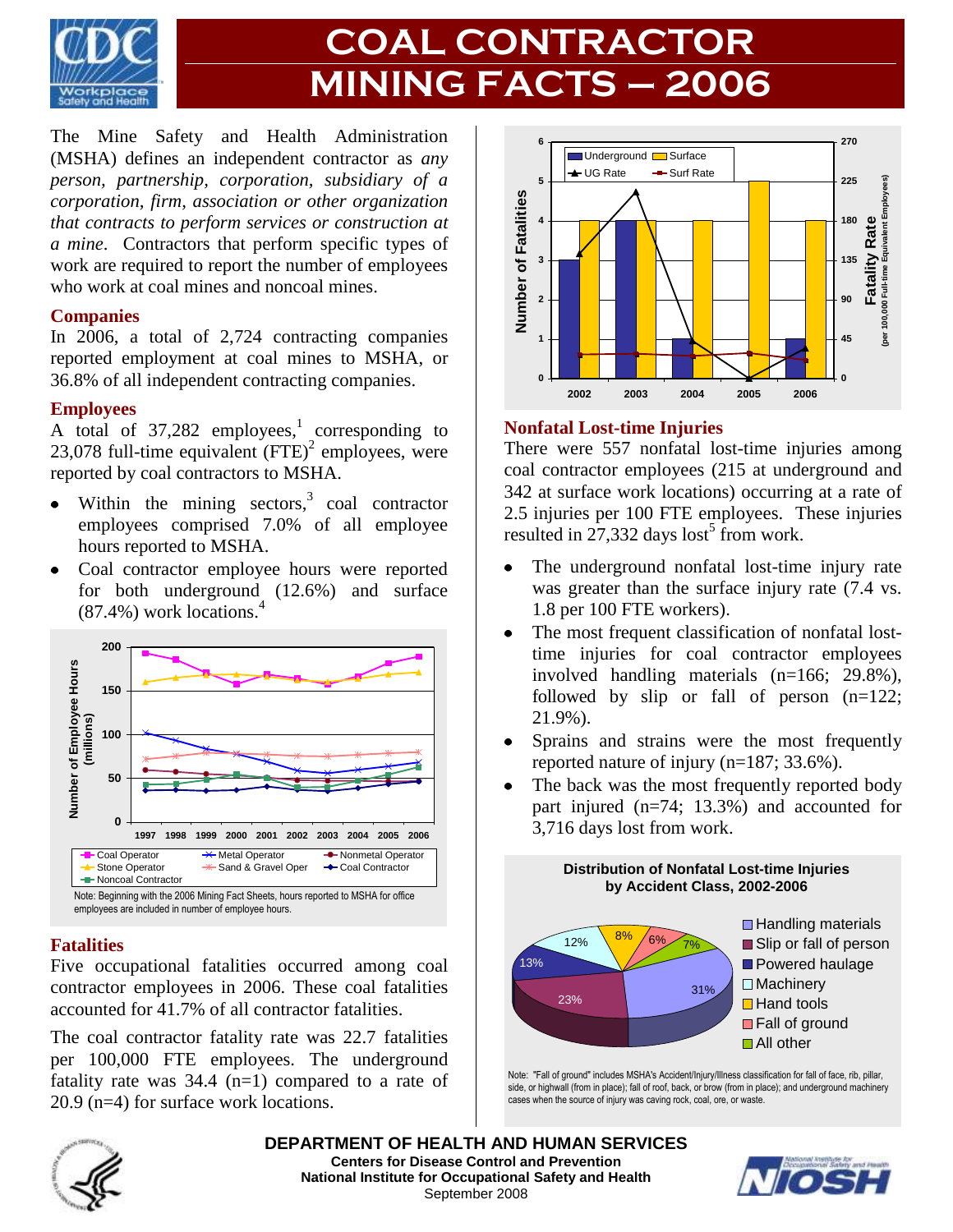# COAL CONTRACTOR MINING FACTS – 2006

The Mine Safety and Health Administration (MSHA) defines an independent contractor as *any person, partnership, corporation, subsidiary of a corporation, firm, association or other organization that contracts to perform services or construction at a mine*. Contractors that perform specific types of work are required to report the number of employees who work at coal mines and noncoal mines.

## Companies

In 2006, a total of 2,724 contracting companies reported employment at coal mines to MSHA, or 36.8% of all independent contracting companies.

## Employees

A total of 37,282 employees,[1] corresponding to 23,078 full-time equivalent (FTE)[2] employees, were reported by coal contractors to MSHA.

- Within the mining sectors,[3] coal contractor employees comprised 7.0% of all employee hours reported to MSHA.
- Coal contractor employee hours were reported for both underground (12.6%) and surface (87.4%) work locations.[4]

Note: Beginning with the 2006 Mining Fact Sheets, hours reported to MSHA for office employees are included in number of employee hours.

## Fatalities

Five occupational fatalities occurred among coal contractor employees in 2006. These coal fatalities accounted for 41.7% of all contractor fatalities.

The coal contractor fatality rate was 22.7 fatalities per 100,000 FTE employees. The underground fatality rate was 34.4 (n=1) compared to a rate of 20.9 (n=4) for surface work locations.

## Nonfatal Lost-time Injuries

There were 557 nonfatal lost-time injuries among coal contractor employees (215 at underground and 342 at surface work locations) occurring at a rate of 2.5 injuries per 100 FTE employees. These injuries resulted in 27,332 days lost[5] from work.

- The underground nonfatal lost-time injury rate was greater than the surface injury rate (7.4 vs. 1.8 per 100 FTE workers).
- The most frequent classification of nonfatal lost-time injuries for coal contractor employees involved handling materials (n=166; 29.8%), followed by slip or fall of person (n=122; 21.9%).
- Sprains and strains were the most frequently reported nature of injury (n=187; 33.6%).
- The back was the most frequently reported body part injured (n=74; 13.3%) and accounted for 3,716 days lost from work.

**Distribution of Nonfatal Lost-time Injuries by Accident Class, 2002-2006**

| Accident Class | Percent |
|---|---|
| Handling materials | 31% |
| Slip or fall of person | 23% |
| Powered haulage | 13% |
| Machinery | 12% |
| Hand tools | 8% |
| Fall of ground | 6% |
| All other | 7% |

Note: "Fall of ground" includes MSHA's Accident/Injury/Illness classification for fall of face, rib, pillar, side, or highwall (from in place); fall of roof, back, or brow (from in place); and underground machinery cases when the source of injury was caving rock, coal, ore, or waste.

**DEPARTMENT OF HEALTH AND HUMAN SERVICES**
**Centers for Disease Control and Prevention**
**National Institute for Occupational Safety and Health**
September 2008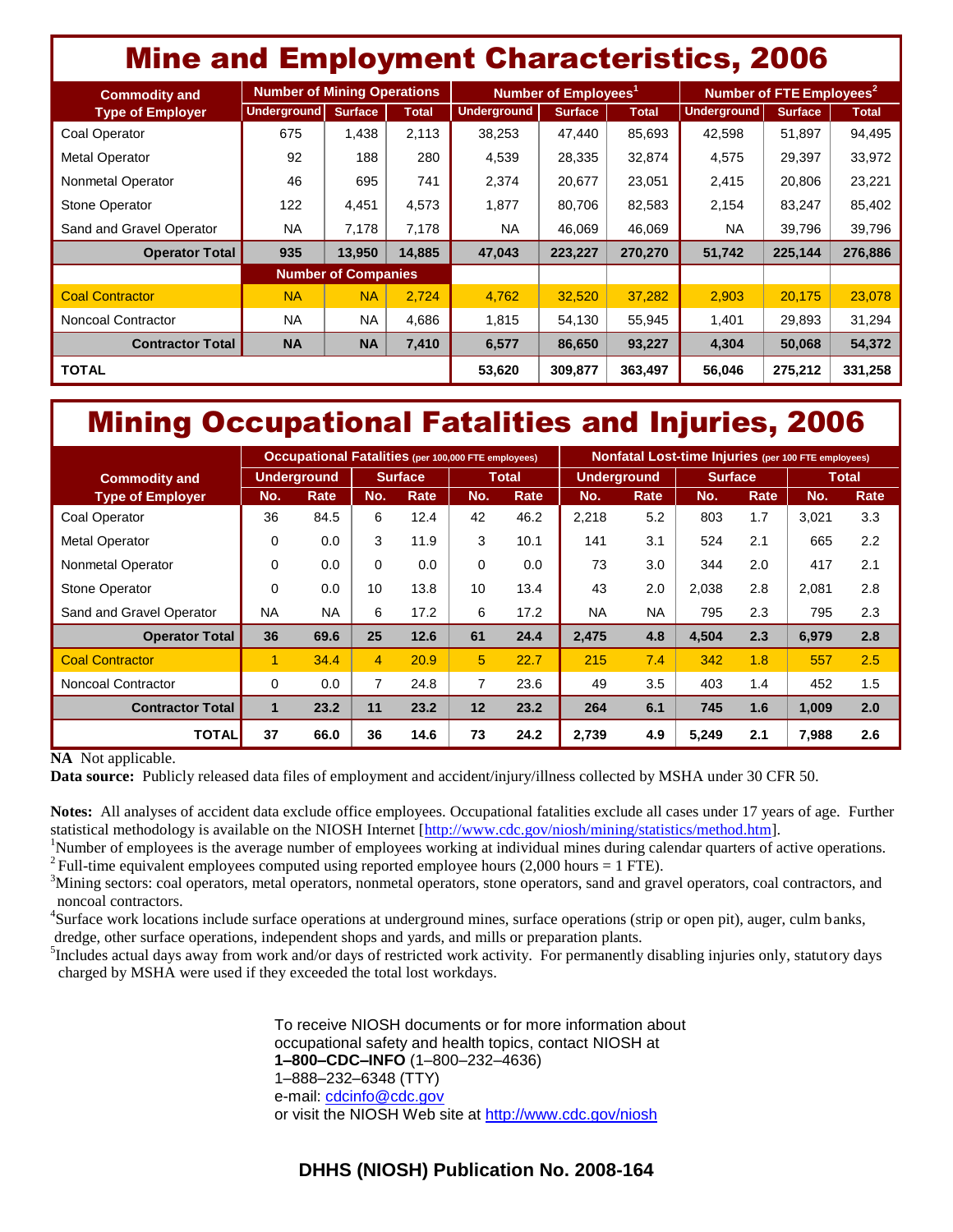# Mine and Employment Characteristics, 2006

| Commodity and Type of Employer | Number of Mining Operations | | | Number of Employees[1] | | | Number of FTE Employees[2] | | |
|---|---|---|---|---|---|---|---|---|---|
| | Underground | Surface | Total | Underground | Surface | Total | Underground | Surface | Total |
| Coal Operator | 675 | 1,438 | 2,113 | 38,253 | 47,440 | 85,693 | 42,598 | 51,897 | 94,495 |
| Metal Operator | 92 | 188 | 280 | 4,539 | 28,335 | 32,874 | 4,575 | 29,397 | 33,972 |
| Nonmetal Operator | 46 | 695 | 741 | 2,374 | 20,677 | 23,051 | 2,415 | 20,806 | 23,221 |
| Stone Operator | 122 | 4,451 | 4,573 | 1,877 | 80,706 | 82,583 | 2,154 | 83,247 | 85,402 |
| Sand and Gravel Operator | NA | 7,178 | 7,178 | NA | 46,069 | 46,069 | NA | 39,796 | 39,796 |
| **Operator Total** | **935** | **13,950** | **14,885** | **47,043** | **223,227** | **270,270** | **51,742** | **225,144** | **276,886** |
| | Number of Companies | | | | | | | | |
| Coal Contractor | NA | NA | 2,724 | 4,762 | 32,520 | 37,282 | 2,903 | 20,175 | 23,078 |
| Noncoal Contractor | NA | NA | 4,686 | 1,815 | 54,130 | 55,945 | 1,401 | 29,893 | 31,294 |
| **Contractor Total** | **NA** | **NA** | **7,410** | **6,577** | **86,650** | **93,227** | **4,304** | **50,068** | **54,372** |
| **TOTAL** | | | | **53,620** | **309,877** | **363,497** | **56,046** | **275,212** | **331,258** |

# Mining Occupational Fatalities and Injuries, 2006

| Commodity and Type of Employer | Occupational Fatalities (per 100,000 FTE employees) | | | | | | Nonfatal Lost-time Injuries (per 100 FTE employees) | | | | | |
|---|---|---|---|---|---|---|---|---|---|---|---|---|
| | Underground | | Surface | | Total | | Underground | | Surface | | Total | |
| | No. | Rate | No. | Rate | No. | Rate | No. | Rate | No. | Rate | No. | Rate |
| Coal Operator | 36 | 84.5 | 6 | 12.4 | 42 | 46.2 | 2,218 | 5.2 | 803 | 1.7 | 3,021 | 3.3 |
| Metal Operator | 0 | 0.0 | 3 | 11.9 | 3 | 10.1 | 141 | 3.1 | 524 | 2.1 | 665 | 2.2 |
| Nonmetal Operator | 0 | 0.0 | 0 | 0.0 | 0 | 0.0 | 73 | 3.0 | 344 | 2.0 | 417 | 2.1 |
| Stone Operator | 0 | 0.0 | 10 | 13.8 | 10 | 13.4 | 43 | 2.0 | 2,038 | 2.8 | 2,081 | 2.8 |
| Sand and Gravel Operator | NA | NA | 6 | 17.2 | 6 | 17.2 | NA | NA | 795 | 2.3 | 795 | 2.3 |
| **Operator Total** | **36** | **69.6** | **25** | **12.6** | **61** | **24.4** | **2,475** | **4.8** | **4,504** | **2.3** | **6,979** | **2.8** |
| Coal Contractor | 1 | 34.4 | 4 | 20.9 | 5 | 22.7 | 215 | 7.4 | 342 | 1.8 | 557 | 2.5 |
| Noncoal Contractor | 0 | 0.0 | 7 | 24.8 | 7 | 23.6 | 49 | 3.5 | 403 | 1.4 | 452 | 1.5 |
| **Contractor Total** | **1** | **23.2** | **11** | **23.2** | **12** | **23.2** | **264** | **6.1** | **745** | **1.6** | **1,009** | **2.0** |
| **TOTAL** | **37** | **66.0** | **36** | **14.6** | **73** | **24.2** | **2,739** | **4.9** | **5,249** | **2.1** | **7,988** | **2.6** |

**NA** Not applicable.

**Data source:** Publicly released data files of employment and accident/injury/illness collected by MSHA under 30 CFR 50.

**Notes:** All analyses of accident data exclude office employees. Occupational fatalities exclude all cases under 17 years of age. Further statistical methodology is available on the NIOSH Internet [http://www.cdc.gov/niosh/mining/statistics/method.htm].

[1]Number of employees is the average number of employees working at individual mines during calendar quarters of active operations.

[2]Full-time equivalent employees computed using reported employee hours (2,000 hours = 1 FTE).

[3]Mining sectors: coal operators, metal operators, nonmetal operators, stone operators, sand and gravel operators, coal contractors, and noncoal contractors.

[4]Surface work locations include surface operations at underground mines, surface operations (strip or open pit), auger, culm banks, dredge, other surface operations, independent shops and yards, and mills or preparation plants.

[5]Includes actual days away from work and/or days of restricted work activity. For permanently disabling injuries only, statutory days charged by MSHA were used if they exceeded the total lost workdays.

To receive NIOSH documents or for more information about occupational safety and health topics, contact NIOSH at
**1–800–CDC–INFO** (1–800–232–4636)
1–888–232–6348 (TTY)
e-mail: cdcinfo@cdc.gov
or visit the NIOSH Web site at http://www.cdc.gov/niosh

**DHHS (NIOSH) Publication No. 2008-164**